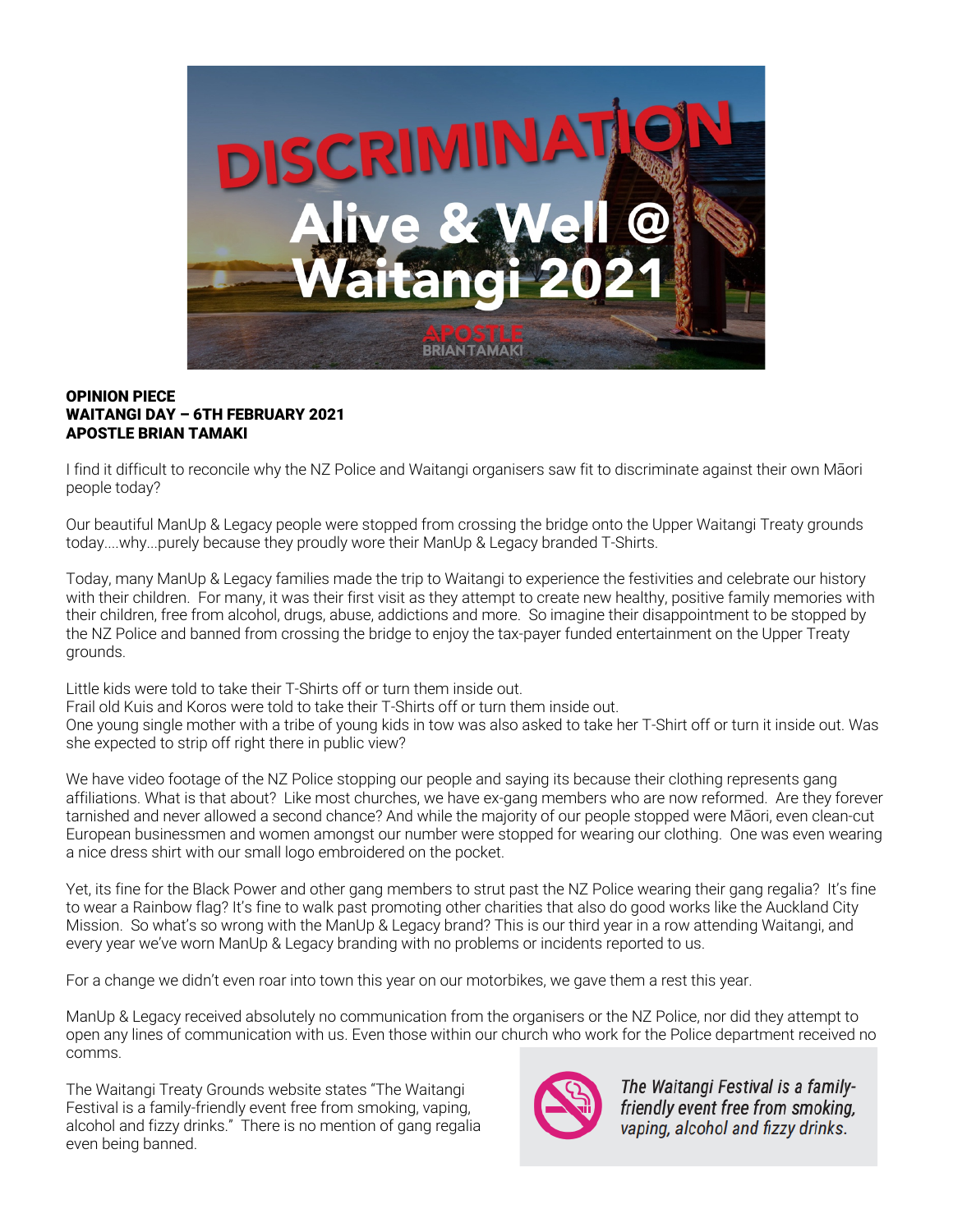**OPINION PIECE**
**WAITANGI DAY – 6TH FEBRUARY 2021**
**APOSTLE BRIAN TAMAKI**

I find it difficult to reconcile why the NZ Police and Waitangi organisers saw fit to discriminate against their own Māori people today?

Our beautiful ManUp & Legacy people were stopped from crossing the bridge onto the Upper Waitangi Treaty grounds today....why...purely because they proudly wore their ManUp & Legacy branded T-Shirts.

Today, many ManUp & Legacy families made the trip to Waitangi to experience the festivities and celebrate our history with their children. For many, it was their first visit as they attempt to create new healthy, positive family memories with their children, free from alcohol, drugs, abuse, addictions and more. So imagine their disappointment to be stopped by the NZ Police and banned from crossing the bridge to enjoy the tax-payer funded entertainment on the Upper Treaty grounds.

Little kids were told to take their T-Shirts off or turn them inside out.
Frail old Kuis and Koros were told to take their T-Shirts off or turn them inside out.
One young single mother with a tribe of young kids in tow was also asked to take her T-Shirt off or turn it inside out. Was she expected to strip off right there in public view?

We have video footage of the NZ Police stopping our people and saying its because their clothing represents gang affiliations. What is that about? Like most churches, we have ex-gang members who are now reformed. Are they forever tarnished and never allowed a second chance? And while the majority of our people stopped were Māori, even clean-cut European businessmen and women amongst our number were stopped for wearing our clothing. One was even wearing a nice dress shirt with our small logo embroidered on the pocket.

Yet, its fine for the Black Power and other gang members to strut past the NZ Police wearing their gang regalia? It's fine to wear a Rainbow flag? It's fine to walk past promoting other charities that also do good works like the Auckland City Mission. So what's so wrong with the ManUp & Legacy brand? This is our third year in a row attending Waitangi, and every year we've worn ManUp & Legacy branding with no problems or incidents reported to us.

For a change we didn't even roar into town this year on our motorbikes, we gave them a rest this year.

ManUp & Legacy received absolutely no communication from the organisers or the NZ Police, nor did they attempt to open any lines of communication with us. Even those within our church who work for the Police department received no comms.

The Waitangi Treaty Grounds website states "The Waitangi Festival is a family-friendly event free from smoking, vaping, alcohol and fizzy drinks." There is no mention of gang regalia even being banned.

*The Waitangi Festival is a family-friendly event free from smoking, vaping, alcohol and fizzy drinks.*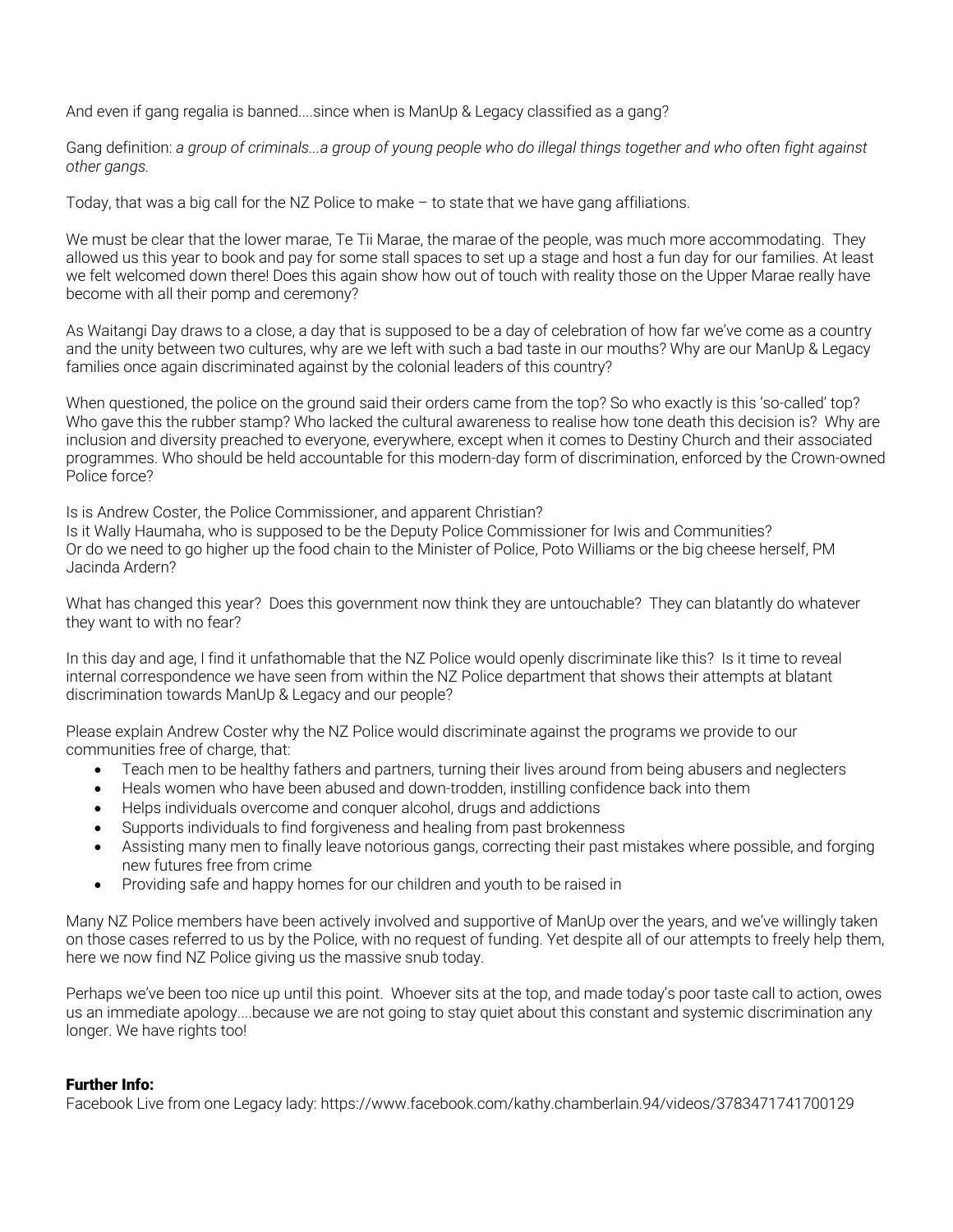And even if gang regalia is banned....since when is ManUp & Legacy classified as a gang?

Gang definition: *a group of criminals...a group of young people who do illegal things together and who often fight against other gangs.*

Today, that was a big call for the NZ Police to make – to state that we have gang affiliations.

We must be clear that the lower marae, Te Tii Marae, the marae of the people, was much more accommodating. They allowed us this year to book and pay for some stall spaces to set up a stage and host a fun day for our families. At least we felt welcomed down there! Does this again show how out of touch with reality those on the Upper Marae really have become with all their pomp and ceremony?

As Waitangi Day draws to a close, a day that is supposed to be a day of celebration of how far we've come as a country and the unity between two cultures, why are we left with such a bad taste in our mouths? Why are our ManUp & Legacy families once again discriminated against by the colonial leaders of this country?

When questioned, the police on the ground said their orders came from the top? So who exactly is this 'so-called' top? Who gave this the rubber stamp? Who lacked the cultural awareness to realise how tone death this decision is? Why are inclusion and diversity preached to everyone, everywhere, except when it comes to Destiny Church and their associated programmes. Who should be held accountable for this modern-day form of discrimination, enforced by the Crown-owned Police force?

Is is Andrew Coster, the Police Commissioner, and apparent Christian?
Is it Wally Haumaha, who is supposed to be the Deputy Police Commissioner for Iwis and Communities?
Or do we need to go higher up the food chain to the Minister of Police, Poto Williams or the big cheese herself, PM Jacinda Ardern?

What has changed this year? Does this government now think they are untouchable? They can blatantly do whatever they want to with no fear?

In this day and age, I find it unfathomable that the NZ Police would openly discriminate like this? Is it time to reveal internal correspondence we have seen from within the NZ Police department that shows their attempts at blatant discrimination towards ManUp & Legacy and our people?

Please explain Andrew Coster why the NZ Police would discriminate against the programs we provide to our communities free of charge, that:

- Teach men to be healthy fathers and partners, turning their lives around from being abusers and neglecters
- Heals women who have been abused and down-trodden, instilling confidence back into them
- Helps individuals overcome and conquer alcohol, drugs and addictions
- Supports individuals to find forgiveness and healing from past brokenness
- Assisting many men to finally leave notorious gangs, correcting their past mistakes where possible, and forging new futures free from crime
- Providing safe and happy homes for our children and youth to be raised in

Many NZ Police members have been actively involved and supportive of ManUp over the years, and we've willingly taken on those cases referred to us by the Police, with no request of funding. Yet despite all of our attempts to freely help them, here we now find NZ Police giving us the massive snub today.

Perhaps we've been too nice up until this point. Whoever sits at the top, and made today's poor taste call to action, owes us an immediate apology....because we are not going to stay quiet about this constant and systemic discrimination any longer. We have rights too!

**Further Info:**

Facebook Live from one Legacy lady: https://www.facebook.com/kathy.chamberlain.94/videos/3783471741700129